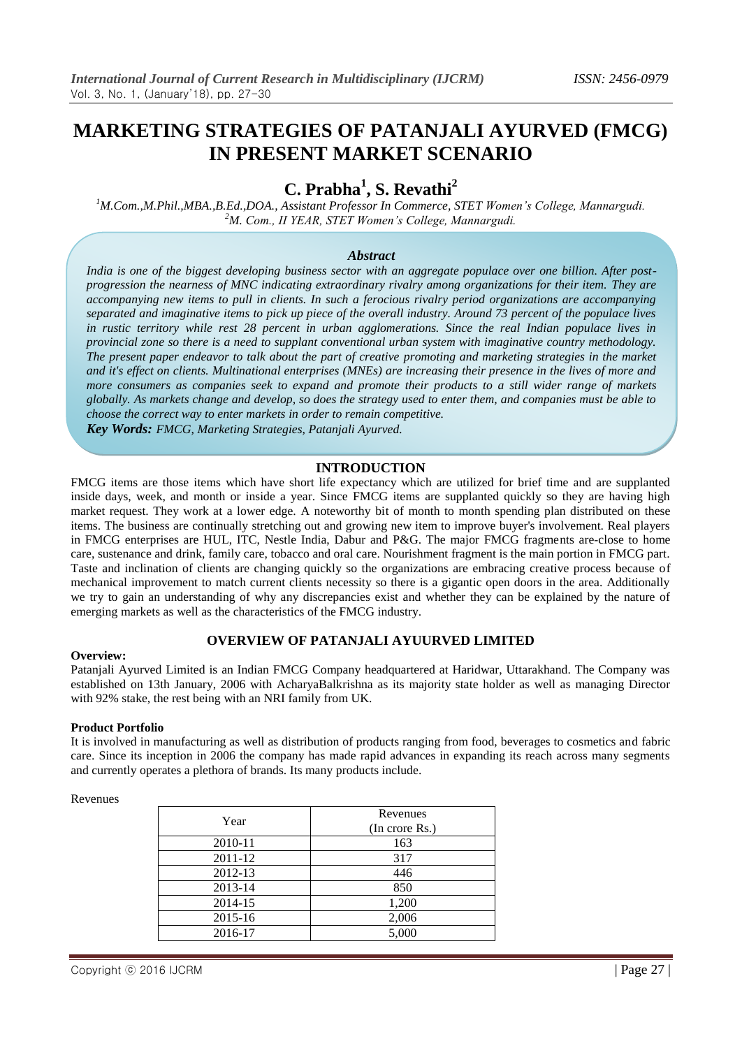# MARKETING STRATEGIES OF PATANJALI AYURVED (FMCG) IN PRESENT MARKET SCENARIO

## C. Prabha[1], S. Revathi[2]

[1]M.Com.,M.Phil.,MBA.,B.Ed.,DOA., Assistant Professor In Commerce, STET Women's College, Mannargudi.
[2]M. Com., II YEAR, STET Women's College, Mannargudi.

### *Abstract*

*India is one of the biggest developing business sector with an aggregate populace over one billion. After post-progression the nearness of MNC indicating extraordinary rivalry among organizations for their item. They are accompanying new items to pull in clients. In such a ferocious rivalry period organizations are accompanying separated and imaginative items to pick up piece of the overall industry. Around 73 percent of the populace lives in rustic territory while rest 28 percent in urban agglomerations. Since the real Indian populace lives in provincial zone so there is a need to supplant conventional urban system with imaginative country methodology. The present paper endeavor to talk about the part of creative promoting and marketing strategies in the market and it's effect on clients. Multinational enterprises (MNEs) are increasing their presence in the lives of more and more consumers as companies seek to expand and promote their products to a still wider range of markets globally. As markets change and develop, so does the strategy used to enter them, and companies must be able to choose the correct way to enter markets in order to remain competitive.*

***Key Words:*** *FMCG, Marketing Strategies, Patanjali Ayurved.*

## INTRODUCTION

FMCG items are those items which have short life expectancy which are utilized for brief time and are supplanted inside days, week, and month or inside a year. Since FMCG items are supplanted quickly so they are having high market request. They work at a lower edge. A noteworthy bit of month to month spending plan distributed on these items. The business are continually stretching out and growing new item to improve buyer's involvement. Real players in FMCG enterprises are HUL, ITC, Nestle India, Dabur and P&G. The major FMCG fragments are-close to home care, sustenance and drink, family care, tobacco and oral care. Nourishment fragment is the main portion in FMCG part. Taste and inclination of clients are changing quickly so the organizations are embracing creative process because of mechanical improvement to match current clients necessity so there is a gigantic open doors in the area. Additionally we try to gain an understanding of why any discrepancies exist and whether they can be explained by the nature of emerging markets as well as the characteristics of the FMCG industry.

## OVERVIEW OF PATANJALI AYUURVED LIMITED

**Overview:**

Patanjali Ayurved Limited is an Indian FMCG Company headquartered at Haridwar, Uttarakhand. The Company was established on 13th January, 2006 with AcharyaBalkrishna as its majority state holder as well as managing Director with 92% stake, the rest being with an NRI family from UK.

**Product Portfolio**

It is involved in manufacturing as well as distribution of products ranging from food, beverages to cosmetics and fabric care. Since its inception in 2006 the company has made rapid advances in expanding its reach across many segments and currently operates a plethora of brands. Its many products include.

Revenues

| Year | Revenues (In crore Rs.) |
|---|---|
| 2010-11 | 163 |
| 2011-12 | 317 |
| 2012-13 | 446 |
| 2013-14 | 850 |
| 2014-15 | 1,200 |
| 2015-16 | 2,006 |
| 2016-17 | 5,000 |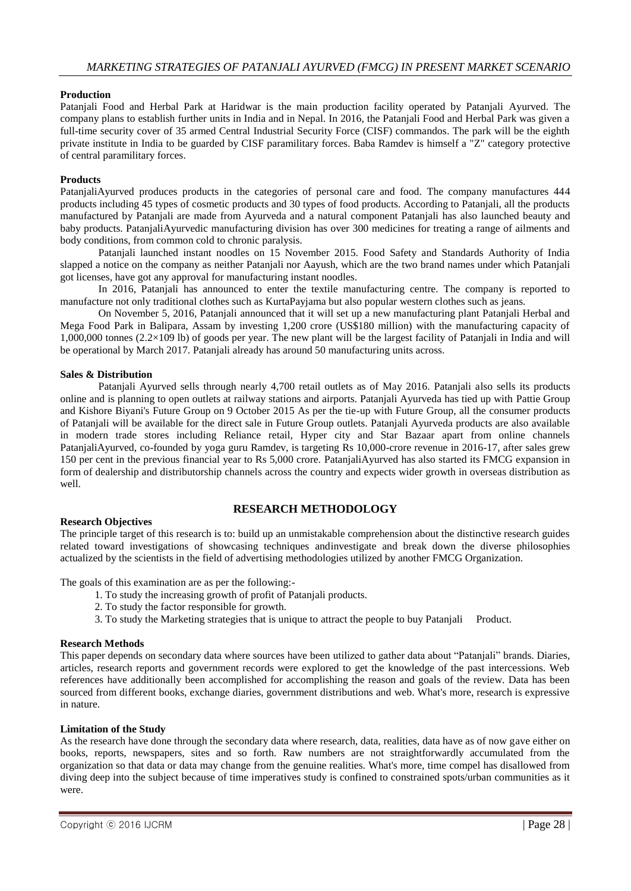### Production

Patanjali Food and Herbal Park at Haridwar is the main production facility operated by Patanjali Ayurved. The company plans to establish further units in India and in Nepal. In 2016, the Patanjali Food and Herbal Park was given a full-time security cover of 35 armed Central Industrial Security Force (CISF) commandos. The park will be the eighth private institute in India to be guarded by CISF paramilitary forces. Baba Ramdev is himself a "Z" category protective of central paramilitary forces.

### Products

PatanjaliAyurved produces products in the categories of personal care and food. The company manufactures 444 products including 45 types of cosmetic products and 30 types of food products. According to Patanjali, all the products manufactured by Patanjali are made from Ayurveda and a natural component Patanjali has also launched beauty and baby products. PatanjaliAyurvedic manufacturing division has over 300 medicines for treating a range of ailments and body conditions, from common cold to chronic paralysis.

Patanjali launched instant noodles on 15 November 2015. Food Safety and Standards Authority of India slapped a notice on the company as neither Patanjali nor Aayush, which are the two brand names under which Patanjali got licenses, have got any approval for manufacturing instant noodles.

In 2016, Patanjali has announced to enter the textile manufacturing centre. The company is reported to manufacture not only traditional clothes such as KurtaPayjama but also popular western clothes such as jeans.

On November 5, 2016, Patanjali announced that it will set up a new manufacturing plant Patanjali Herbal and Mega Food Park in Balipara, Assam by investing 1,200 crore (US$180 million) with the manufacturing capacity of 1,000,000 tonnes (2.2×109 lb) of goods per year. The new plant will be the largest facility of Patanjali in India and will be operational by March 2017. Patanjali already has around 50 manufacturing units across.

### Sales & Distribution

Patanjali Ayurved sells through nearly 4,700 retail outlets as of May 2016. Patanjali also sells its products online and is planning to open outlets at railway stations and airports. Patanjali Ayurveda has tied up with Pattie Group and Kishore Biyani's Future Group on 9 October 2015 As per the tie-up with Future Group, all the consumer products of Patanjali will be available for the direct sale in Future Group outlets. Patanjali Ayurveda products are also available in modern trade stores including Reliance retail, Hyper city and Star Bazaar apart from online channels PatanjaliAyurved, co-founded by yoga guru Ramdev, is targeting Rs 10,000-crore revenue in 2016-17, after sales grew 150 per cent in the previous financial year to Rs 5,000 crore. PatanjaliAyurved has also started its FMCG expansion in form of dealership and distributorship channels across the country and expects wider growth in overseas distribution as well.

## RESEARCH METHODOLOGY

### Research Objectives

The principle target of this research is to: build up an unmistakable comprehension about the distinctive research guides related toward investigations of showcasing techniques andinvestigate and break down the diverse philosophies actualized by the scientists in the field of advertising methodologies utilized by another FMCG Organization.

The goals of this examination are as per the following:-

1. To study the increasing growth of profit of Patanjali products.
2. To study the factor responsible for growth.
3. To study the Marketing strategies that is unique to attract the people to buy Patanjali Product.

### Research Methods

This paper depends on secondary data where sources have been utilized to gather data about "Patanjali" brands. Diaries, articles, research reports and government records were explored to get the knowledge of the past intercessions. Web references have additionally been accomplished for accomplishing the reason and goals of the review. Data has been sourced from different books, exchange diaries, government distributions and web. What's more, research is expressive in nature.

### Limitation of the Study

As the research have done through the secondary data where research, data, realities, data have as of now gave either on books, reports, newspapers, sites and so forth. Raw numbers are not straightforwardly accumulated from the organization so that data or data may change from the genuine realities. What's more, time compel has disallowed from diving deep into the subject because of time imperatives study is confined to constrained spots/urban communities as it were.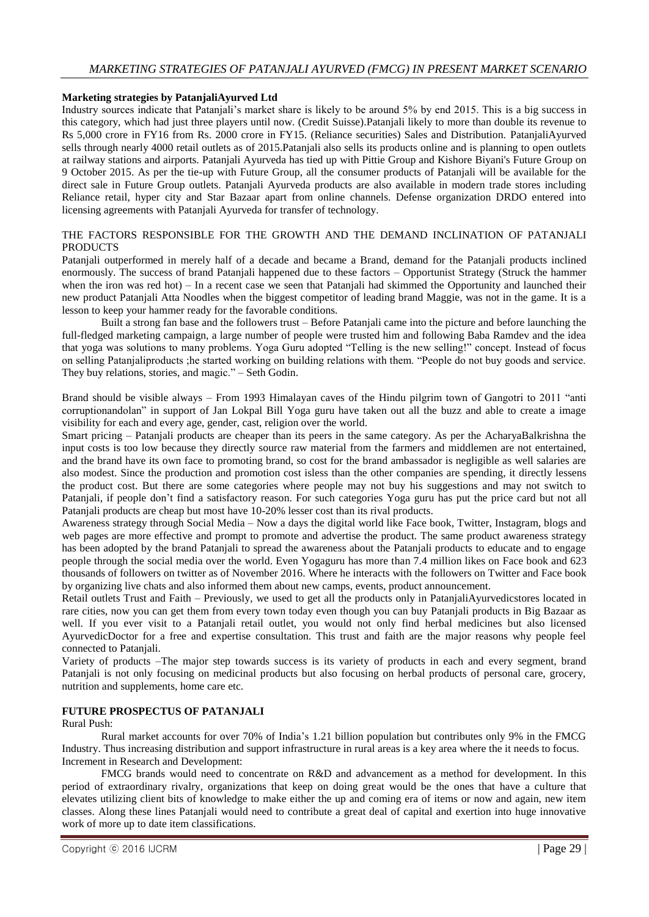**Marketing strategies by PatanjaliAyurved Ltd**

Industry sources indicate that Patanjali's market share is likely to be around 5% by end 2015. This is a big success in this category, which had just three players until now. (Credit Suisse).Patanjali likely to more than double its revenue to Rs 5,000 crore in FY16 from Rs. 2000 crore in FY15. (Reliance securities) Sales and Distribution. PatanjaliAyurved sells through nearly 4000 retail outlets as of 2015.Patanjali also sells its products online and is planning to open outlets at railway stations and airports. Patanjali Ayurveda has tied up with Pittie Group and Kishore Biyani's Future Group on 9 October 2015. As per the tie-up with Future Group, all the consumer products of Patanjali will be available for the direct sale in Future Group outlets. Patanjali Ayurveda products are also available in modern trade stores including Reliance retail, hyper city and Star Bazaar apart from online channels. Defense organization DRDO entered into licensing agreements with Patanjali Ayurveda for transfer of technology.

THE FACTORS RESPONSIBLE FOR THE GROWTH AND THE DEMAND INCLINATION OF PATANJALI PRODUCTS

Patanjali outperformed in merely half of a decade and became a Brand, demand for the Patanjali products inclined enormously. The success of brand Patanjali happened due to these factors – Opportunist Strategy (Struck the hammer when the iron was red hot) – In a recent case we seen that Patanjali had skimmed the Opportunity and launched their new product Patanjali Atta Noodles when the biggest competitor of leading brand Maggie, was not in the game. It is a lesson to keep your hammer ready for the favorable conditions.

Built a strong fan base and the followers trust – Before Patanjali came into the picture and before launching the full-fledged marketing campaign, a large number of people were trusted him and following Baba Ramdev and the idea that yoga was solutions to many problems. Yoga Guru adopted "Telling is the new selling!" concept. Instead of focus on selling Patanjaliproducts ;he started working on building relations with them. "People do not buy goods and service. They buy relations, stories, and magic." – Seth Godin.

Brand should be visible always – From 1993 Himalayan caves of the Hindu pilgrim town of Gangotri to 2011 "anti corruptionandolan" in support of Jan Lokpal Bill Yoga guru have taken out all the buzz and able to create a image visibility for each and every age, gender, cast, religion over the world.

Smart pricing – Patanjali products are cheaper than its peers in the same category. As per the AcharyaBalkrishna the input costs is too low because they directly source raw material from the farmers and middlemen are not entertained, and the brand have its own face to promoting brand, so cost for the brand ambassador is negligible as well salaries are also modest. Since the production and promotion cost isless than the other companies are spending, it directly lessens the product cost. But there are some categories where people may not buy his suggestions and may not switch to Patanjali, if people don't find a satisfactory reason. For such categories Yoga guru has put the price card but not all Patanjali products are cheap but most have 10-20% lesser cost than its rival products.

Awareness strategy through Social Media – Now a days the digital world like Face book, Twitter, Instagram, blogs and web pages are more effective and prompt to promote and advertise the product. The same product awareness strategy has been adopted by the brand Patanjali to spread the awareness about the Patanjali products to educate and to engage people through the social media over the world. Even Yogaguru has more than 7.4 million likes on Face book and 623 thousands of followers on twitter as of November 2016. Where he interacts with the followers on Twitter and Face book by organizing live chats and also informed them about new camps, events, product announcement.

Retail outlets Trust and Faith – Previously, we used to get all the products only in PatanjaliAyurvedicstores located in rare cities, now you can get them from every town today even though you can buy Patanjali products in Big Bazaar as well. If you ever visit to a Patanjali retail outlet, you would not only find herbal medicines but also licensed AyurvedicDoctor for a free and expertise consultation. This trust and faith are the major reasons why people feel connected to Patanjali.

Variety of products –The major step towards success is its variety of products in each and every segment, brand Patanjali is not only focusing on medicinal products but also focusing on herbal products of personal care, grocery, nutrition and supplements, home care etc.

**FUTURE PROSPECTUS OF PATANJALI**

Rural Push:

Rural market accounts for over 70% of India's 1.21 billion population but contributes only 9% in the FMCG Industry. Thus increasing distribution and support infrastructure in rural areas is a key area where the it needs to focus.

Increment in Research and Development:

FMCG brands would need to concentrate on R&D and advancement as a method for development. In this period of extraordinary rivalry, organizations that keep on doing great would be the ones that have a culture that elevates utilizing client bits of knowledge to make either the up and coming era of items or now and again, new item classes. Along these lines Patanjali would need to contribute a great deal of capital and exertion into huge innovative work of more up to date item classifications.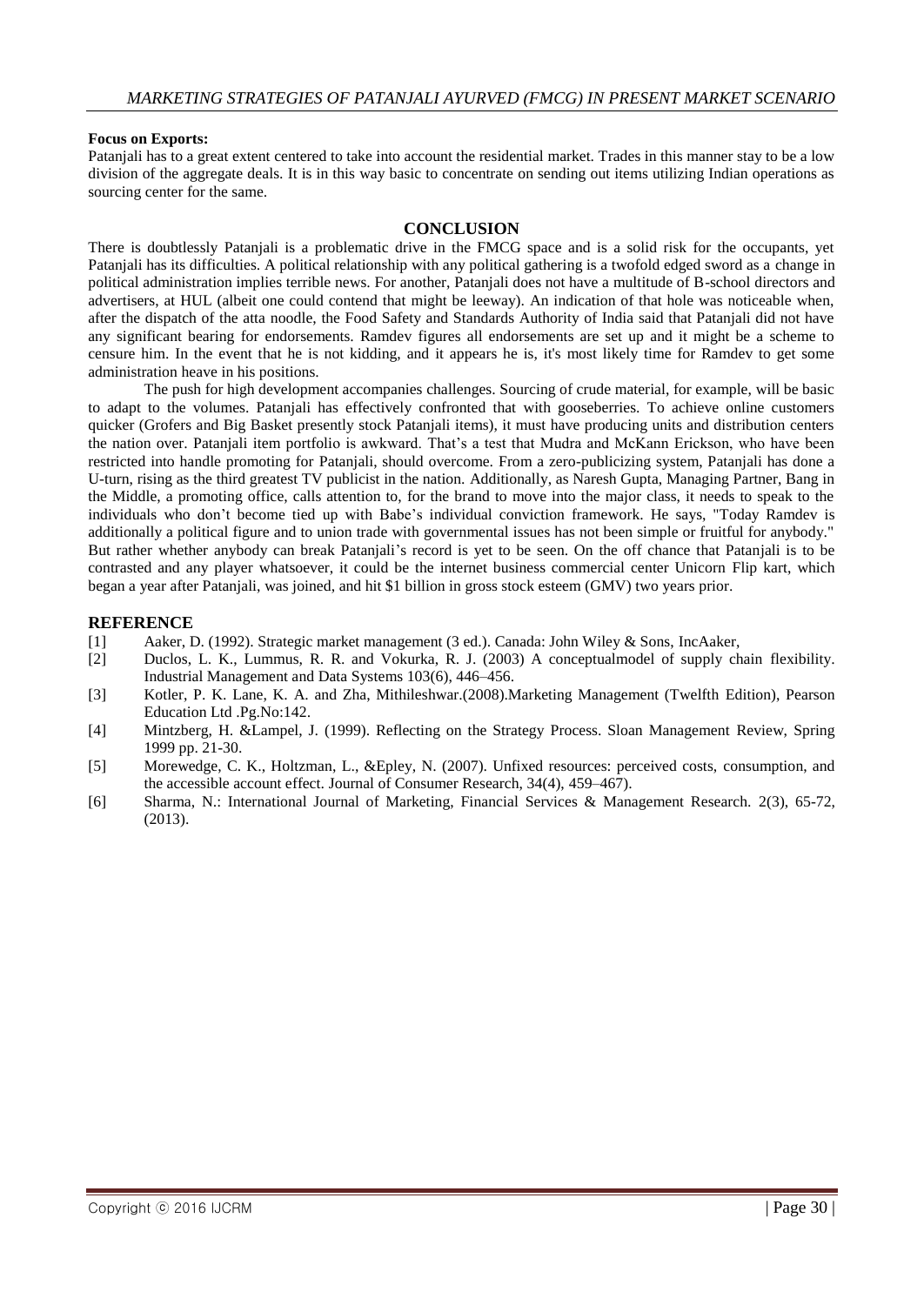**Focus on Exports:**

Patanjali has to a great extent centered to take into account the residential market. Trades in this manner stay to be a low division of the aggregate deals. It is in this way basic to concentrate on sending out items utilizing Indian operations as sourcing center for the same.

## CONCLUSION

There is doubtlessly Patanjali is a problematic drive in the FMCG space and is a solid risk for the occupants, yet Patanjali has its difficulties. A political relationship with any political gathering is a twofold edged sword as a change in political administration implies terrible news. For another, Patanjali does not have a multitude of B-school directors and advertisers, at HUL (albeit one could contend that might be leeway). An indication of that hole was noticeable when, after the dispatch of the atta noodle, the Food Safety and Standards Authority of India said that Patanjali did not have any significant bearing for endorsements. Ramdev figures all endorsements are set up and it might be a scheme to censure him. In the event that he is not kidding, and it appears he is, it's most likely time for Ramdev to get some administration heave in his positions.

The push for high development accompanies challenges. Sourcing of crude material, for example, will be basic to adapt to the volumes. Patanjali has effectively confronted that with gooseberries. To achieve online customers quicker (Grofers and Big Basket presently stock Patanjali items), it must have producing units and distribution centers the nation over. Patanjali item portfolio is awkward. That's a test that Mudra and McKann Erickson, who have been restricted into handle promoting for Patanjali, should overcome. From a zero-publicizing system, Patanjali has done a U-turn, rising as the third greatest TV publicist in the nation. Additionally, as Naresh Gupta, Managing Partner, Bang in the Middle, a promoting office, calls attention to, for the brand to move into the major class, it needs to speak to the individuals who don't become tied up with Babe's individual conviction framework. He says, "Today Ramdev is additionally a political figure and to union trade with governmental issues has not been simple or fruitful for anybody." But rather whether anybody can break Patanjali's record is yet to be seen. On the off chance that Patanjali is to be contrasted and any player whatsoever, it could be the internet business commercial center Unicorn Flip kart, which began a year after Patanjali, was joined, and hit $1 billion in gross stock esteem (GMV) two years prior.

## REFERENCE

[1] Aaker, D. (1992). Strategic market management (3 ed.). Canada: John Wiley & Sons, IncAaker,

[2] Duclos, L. K., Lummus, R. R. and Vokurka, R. J. (2003) A conceptualmodel of supply chain flexibility. Industrial Management and Data Systems 103(6), 446–456.

[3] Kotler, P. K. Lane, K. A. and Zha, Mithileshwar.(2008).Marketing Management (Twelfth Edition), Pearson Education Ltd .Pg.No:142.

[4] Mintzberg, H. &Lampel, J. (1999). Reflecting on the Strategy Process. Sloan Management Review, Spring 1999 pp. 21-30.

[5] Morewedge, C. K., Holtzman, L., &Epley, N. (2007). Unfixed resources: perceived costs, consumption, and the accessible account effect. Journal of Consumer Research, 34(4), 459–467).

[6] Sharma, N.: International Journal of Marketing, Financial Services & Management Research. 2(3), 65-72, (2013).